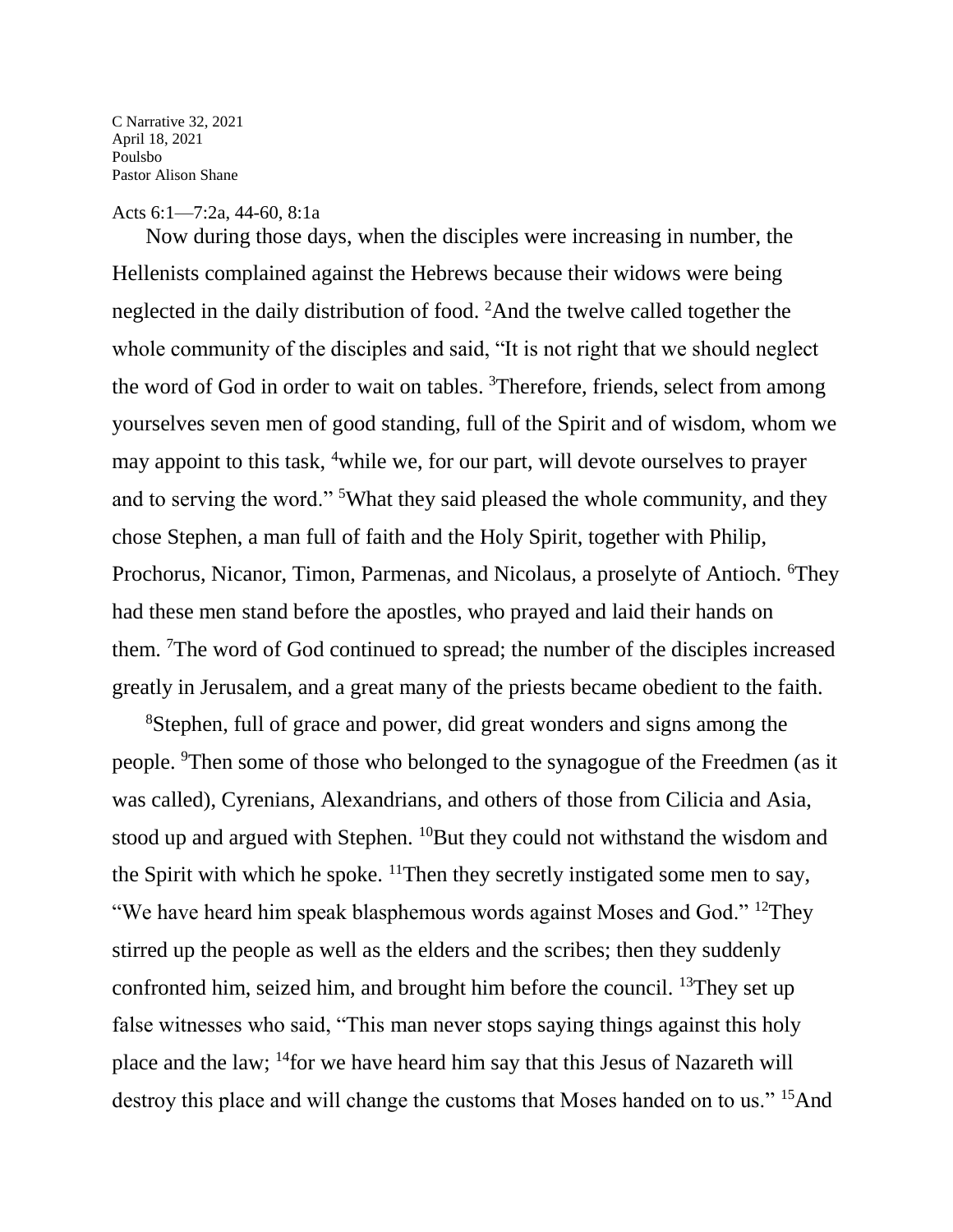C Narrative 32, 2021
April 18, 2021
Poulsbo
Pastor Alison Shane

Acts 6:1—7:2a, 44-60, 8:1a

Now during those days, when the disciples were increasing in number, the Hellenists complained against the Hebrews because their widows were being neglected in the daily distribution of food. [2]And the twelve called together the whole community of the disciples and said, "It is not right that we should neglect the word of God in order to wait on tables. [3]Therefore, friends, select from among yourselves seven men of good standing, full of the Spirit and of wisdom, whom we may appoint to this task, [4]while we, for our part, will devote ourselves to prayer and to serving the word." [5]What they said pleased the whole community, and they chose Stephen, a man full of faith and the Holy Spirit, together with Philip, Prochorus, Nicanor, Timon, Parmenas, and Nicolaus, a proselyte of Antioch. [6]They had these men stand before the apostles, who prayed and laid their hands on them. [7]The word of God continued to spread; the number of the disciples increased greatly in Jerusalem, and a great many of the priests became obedient to the faith.

[8]Stephen, full of grace and power, did great wonders and signs among the people. [9]Then some of those who belonged to the synagogue of the Freedmen (as it was called), Cyrenians, Alexandrians, and others of those from Cilicia and Asia, stood up and argued with Stephen. [10]But they could not withstand the wisdom and the Spirit with which he spoke. [11]Then they secretly instigated some men to say, "We have heard him speak blasphemous words against Moses and God." [12]They stirred up the people as well as the elders and the scribes; then they suddenly confronted him, seized him, and brought him before the council. [13]They set up false witnesses who said, "This man never stops saying things against this holy place and the law; [14]for we have heard him say that this Jesus of Nazareth will destroy this place and will change the customs that Moses handed on to us." [15]And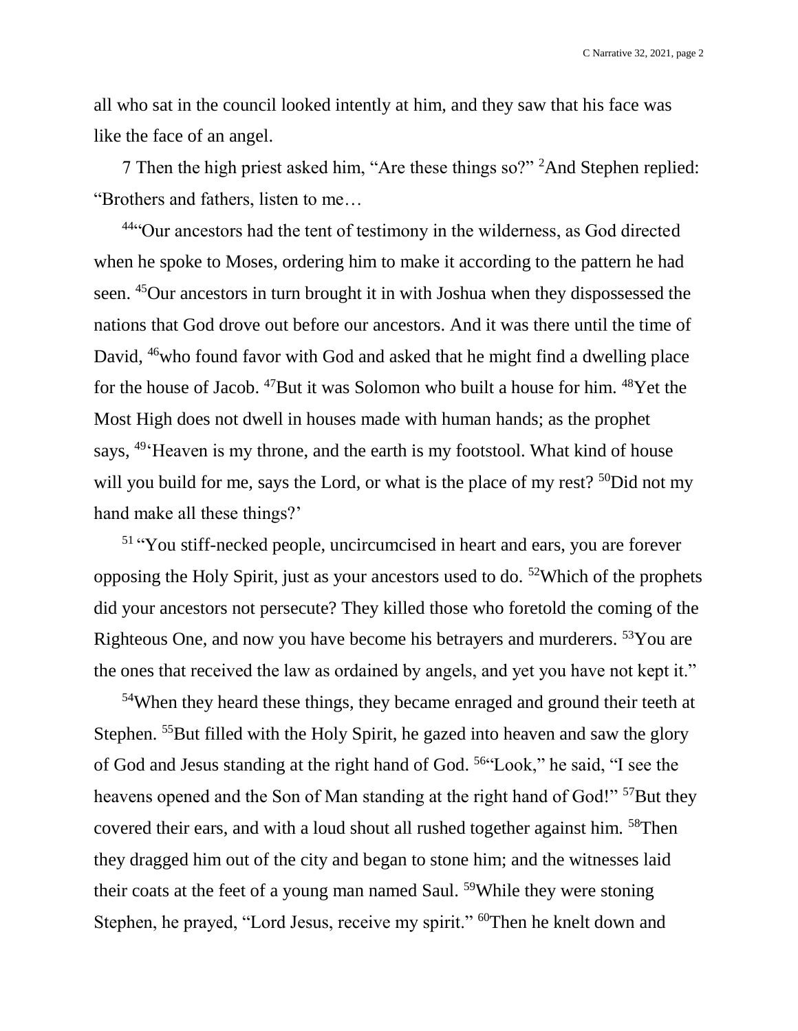all who sat in the council looked intently at him, and they saw that his face was like the face of an angel.

7 Then the high priest asked him, "Are these things so?" [2]And Stephen replied: "Brothers and fathers, listen to me…

[44]"Our ancestors had the tent of testimony in the wilderness, as God directed when he spoke to Moses, ordering him to make it according to the pattern he had seen. [45]Our ancestors in turn brought it in with Joshua when they dispossessed the nations that God drove out before our ancestors. And it was there until the time of David, [46]who found favor with God and asked that he might find a dwelling place for the house of Jacob. [47]But it was Solomon who built a house for him. [48]Yet the Most High does not dwell in houses made with human hands; as the prophet says, [49]'Heaven is my throne, and the earth is my footstool. What kind of house will you build for me, says the Lord, or what is the place of my rest? [50]Did not my hand make all these things?'

[51] "You stiff-necked people, uncircumcised in heart and ears, you are forever opposing the Holy Spirit, just as your ancestors used to do. [52]Which of the prophets did your ancestors not persecute? They killed those who foretold the coming of the Righteous One, and now you have become his betrayers and murderers. [53]You are the ones that received the law as ordained by angels, and yet you have not kept it."

[54]When they heard these things, they became enraged and ground their teeth at Stephen. [55]But filled with the Holy Spirit, he gazed into heaven and saw the glory of God and Jesus standing at the right hand of God. [56]"Look," he said, "I see the heavens opened and the Son of Man standing at the right hand of God!" [57]But they covered their ears, and with a loud shout all rushed together against him. [58]Then they dragged him out of the city and began to stone him; and the witnesses laid their coats at the feet of a young man named Saul. [59]While they were stoning Stephen, he prayed, "Lord Jesus, receive my spirit." [60]Then he knelt down and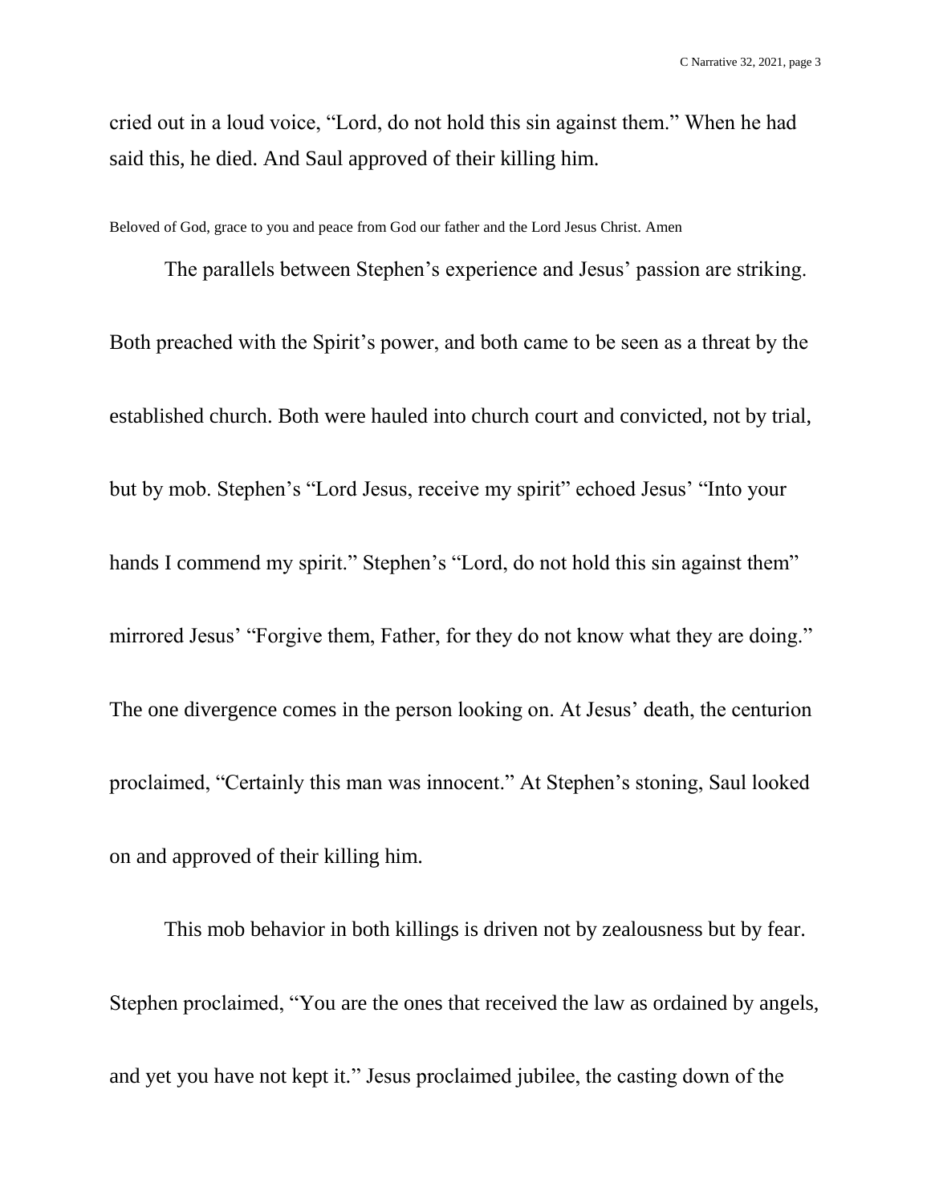cried out in a loud voice, “Lord, do not hold this sin against them.” When he had said this, he died. And Saul approved of their killing him.

Beloved of God, grace to you and peace from God our father and the Lord Jesus Christ. Amen

The parallels between Stephen’s experience and Jesus’ passion are striking. Both preached with the Spirit’s power, and both came to be seen as a threat by the established church. Both were hauled into church court and convicted, not by trial, but by mob. Stephen’s “Lord Jesus, receive my spirit” echoed Jesus’ “Into your hands I commend my spirit.” Stephen’s “Lord, do not hold this sin against them” mirrored Jesus’ “Forgive them, Father, for they do not know what they are doing.” The one divergence comes in the person looking on. At Jesus’ death, the centurion proclaimed, “Certainly this man was innocent.” At Stephen’s stoning, Saul looked on and approved of their killing him.

This mob behavior in both killings is driven not by zealousness but by fear. Stephen proclaimed, “You are the ones that received the law as ordained by angels, and yet you have not kept it.” Jesus proclaimed jubilee, the casting down of the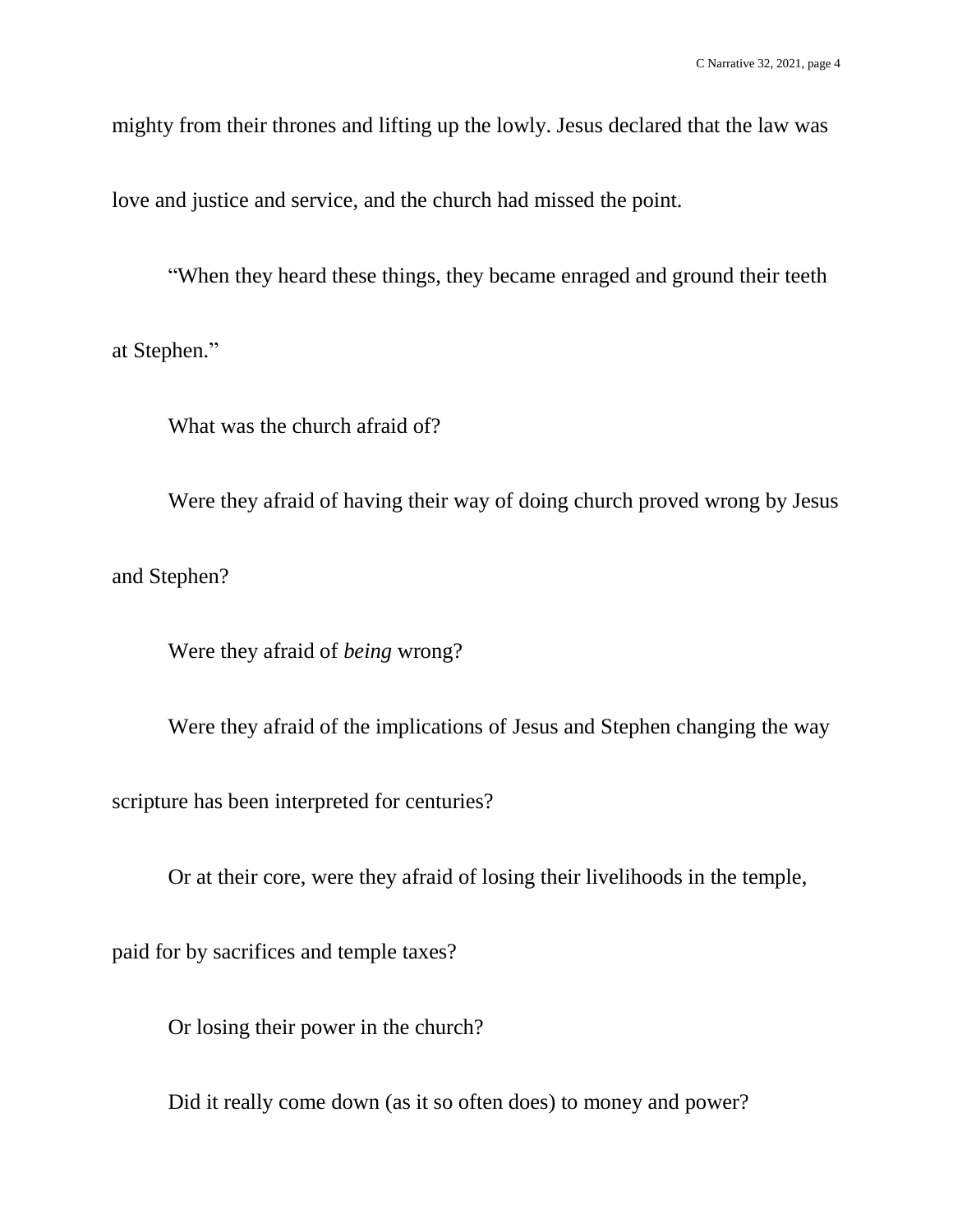mighty from their thrones and lifting up the lowly. Jesus declared that the law was love and justice and service, and the church had missed the point.

“When they heard these things, they became enraged and ground their teeth at Stephen.”

What was the church afraid of?

Were they afraid of having their way of doing church proved wrong by Jesus and Stephen?

Were they afraid of *being* wrong?

Were they afraid of the implications of Jesus and Stephen changing the way scripture has been interpreted for centuries?

Or at their core, were they afraid of losing their livelihoods in the temple, paid for by sacrifices and temple taxes?

Or losing their power in the church?

Did it really come down (as it so often does) to money and power?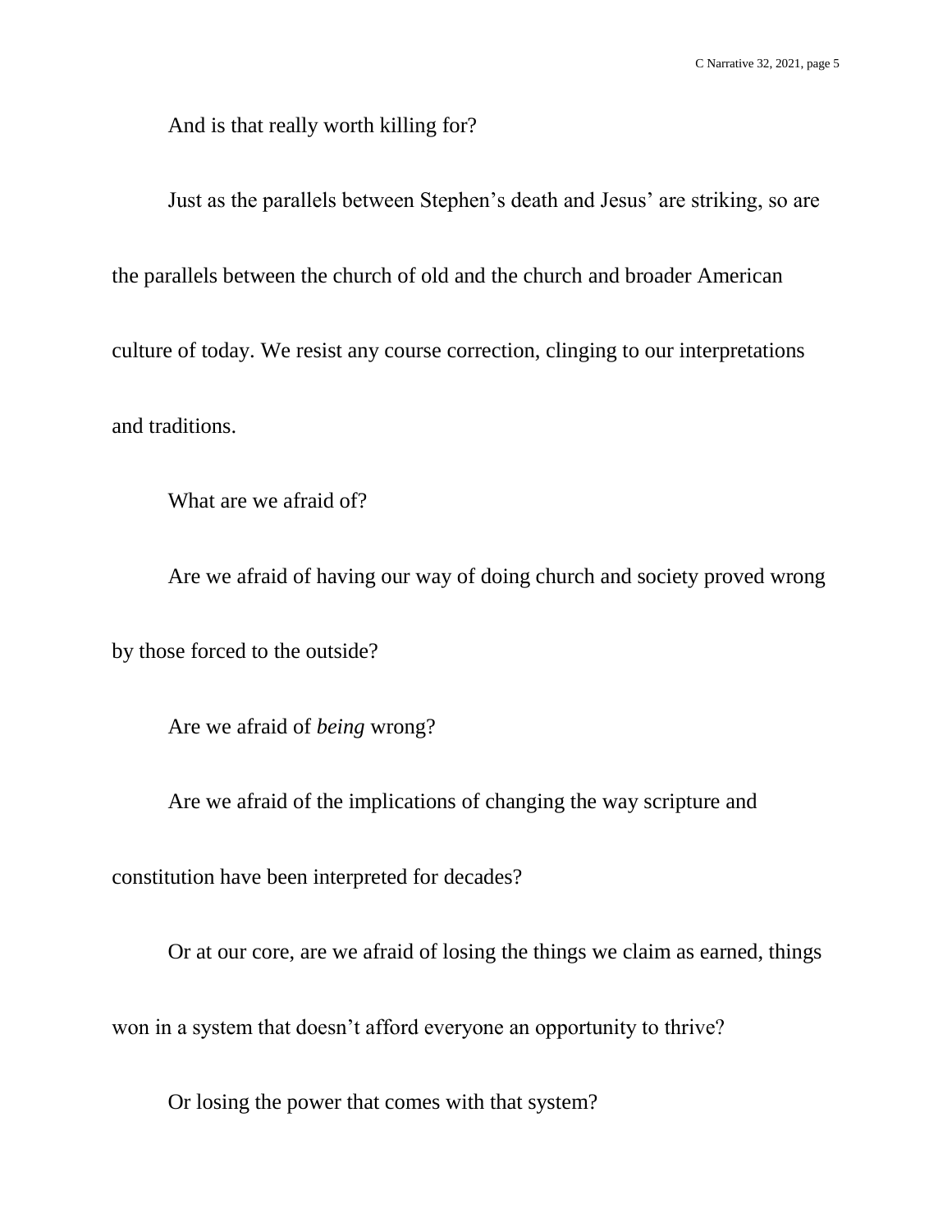And is that really worth killing for?

Just as the parallels between Stephen's death and Jesus' are striking, so are the parallels between the church of old and the church and broader American culture of today. We resist any course correction, clinging to our interpretations and traditions.

What are we afraid of?

Are we afraid of having our way of doing church and society proved wrong by those forced to the outside?

Are we afraid of *being* wrong?

Are we afraid of the implications of changing the way scripture and constitution have been interpreted for decades?

Or at our core, are we afraid of losing the things we claim as earned, things won in a system that doesn't afford everyone an opportunity to thrive?

Or losing the power that comes with that system?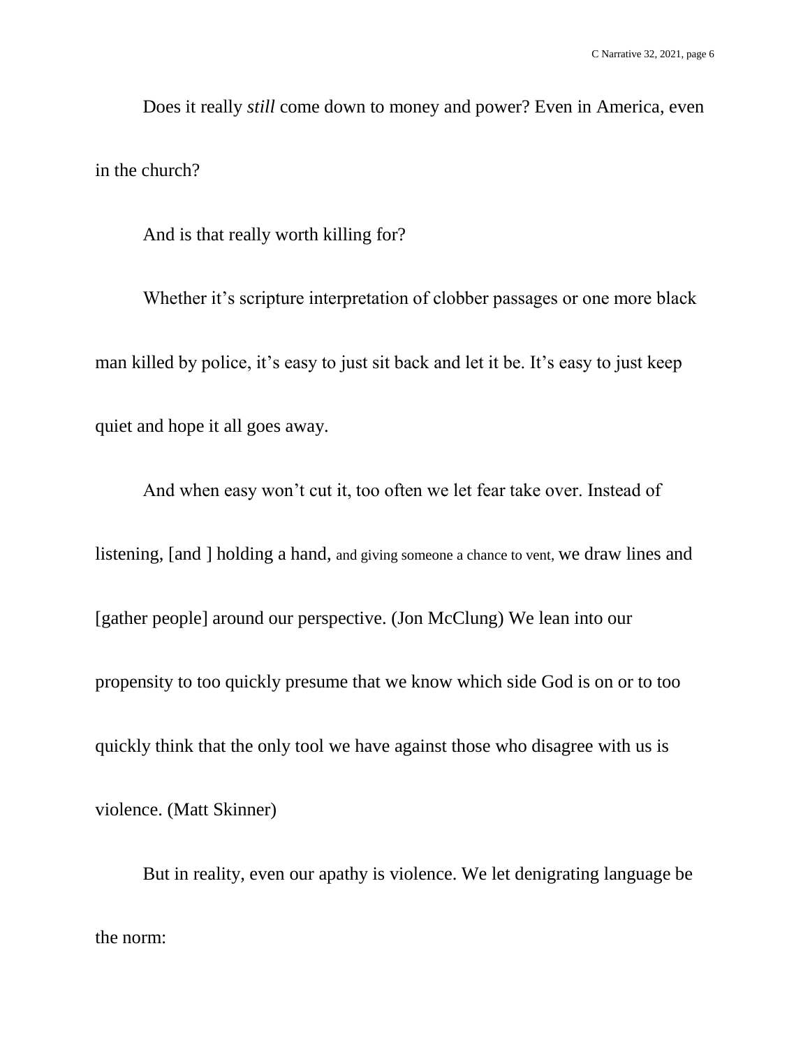Does it really *still* come down to money and power? Even in America, even in the church?

And is that really worth killing for?

Whether it's scripture interpretation of clobber passages or one more black man killed by police, it's easy to just sit back and let it be. It's easy to just keep quiet and hope it all goes away.

And when easy won't cut it, too often we let fear take over. Instead of listening, [and ] holding a hand, and giving someone a chance to vent, we draw lines and [gather people] around our perspective. (Jon McClung) We lean into our propensity to too quickly presume that we know which side God is on or to too quickly think that the only tool we have against those who disagree with us is violence. (Matt Skinner)

But in reality, even our apathy is violence. We let denigrating language be the norm: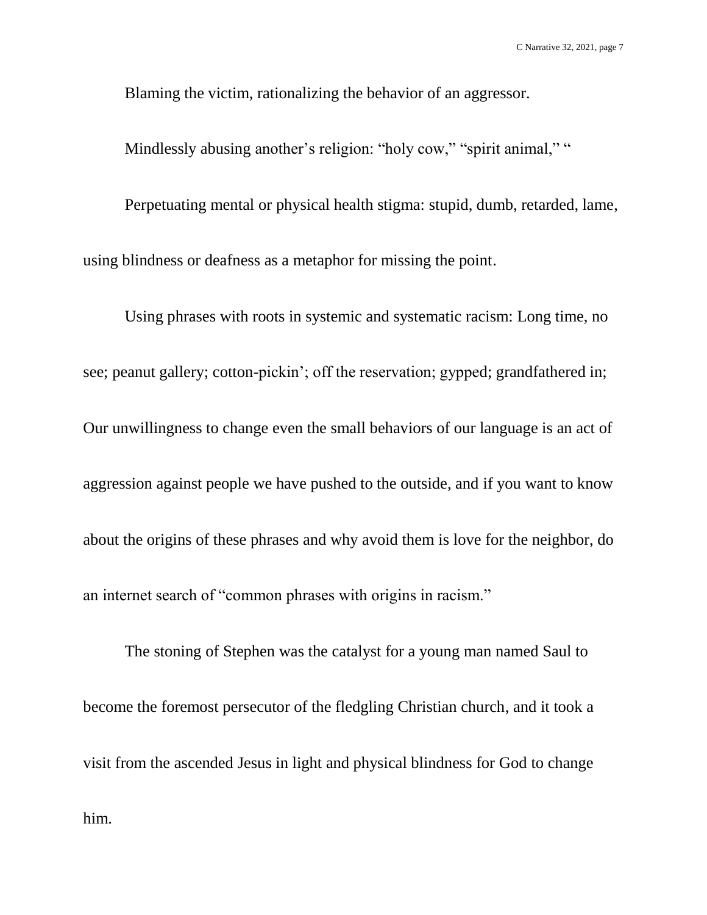Blaming the victim, rationalizing the behavior of an aggressor.

Mindlessly abusing another's religion: "holy cow," "spirit animal," "

Perpetuating mental or physical health stigma: stupid, dumb, retarded, lame, using blindness or deafness as a metaphor for missing the point.

Using phrases with roots in systemic and systematic racism: Long time, no see; peanut gallery; cotton-pickin'; off the reservation; gypped; grandfathered in; Our unwillingness to change even the small behaviors of our language is an act of aggression against people we have pushed to the outside, and if you want to know about the origins of these phrases and why avoid them is love for the neighbor, do an internet search of "common phrases with origins in racism."

The stoning of Stephen was the catalyst for a young man named Saul to become the foremost persecutor of the fledgling Christian church, and it took a visit from the ascended Jesus in light and physical blindness for God to change him.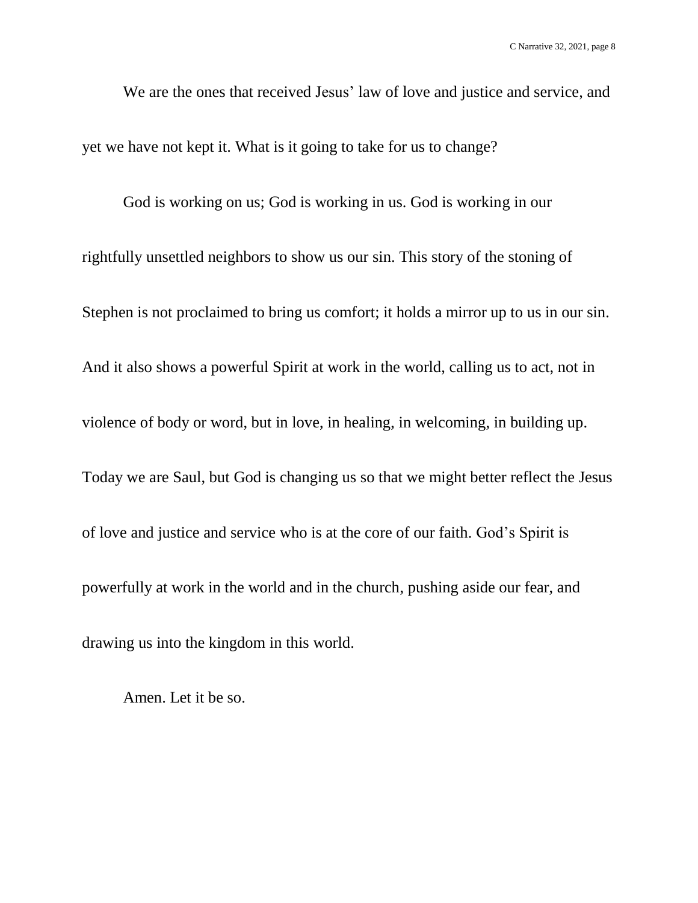We are the ones that received Jesus' law of love and justice and service, and yet we have not kept it. What is it going to take for us to change?

God is working on us; God is working in us. God is working in our rightfully unsettled neighbors to show us our sin. This story of the stoning of Stephen is not proclaimed to bring us comfort; it holds a mirror up to us in our sin. And it also shows a powerful Spirit at work in the world, calling us to act, not in violence of body or word, but in love, in healing, in welcoming, in building up. Today we are Saul, but God is changing us so that we might better reflect the Jesus of love and justice and service who is at the core of our faith. God's Spirit is powerfully at work in the world and in the church, pushing aside our fear, and drawing us into the kingdom in this world.

Amen. Let it be so.